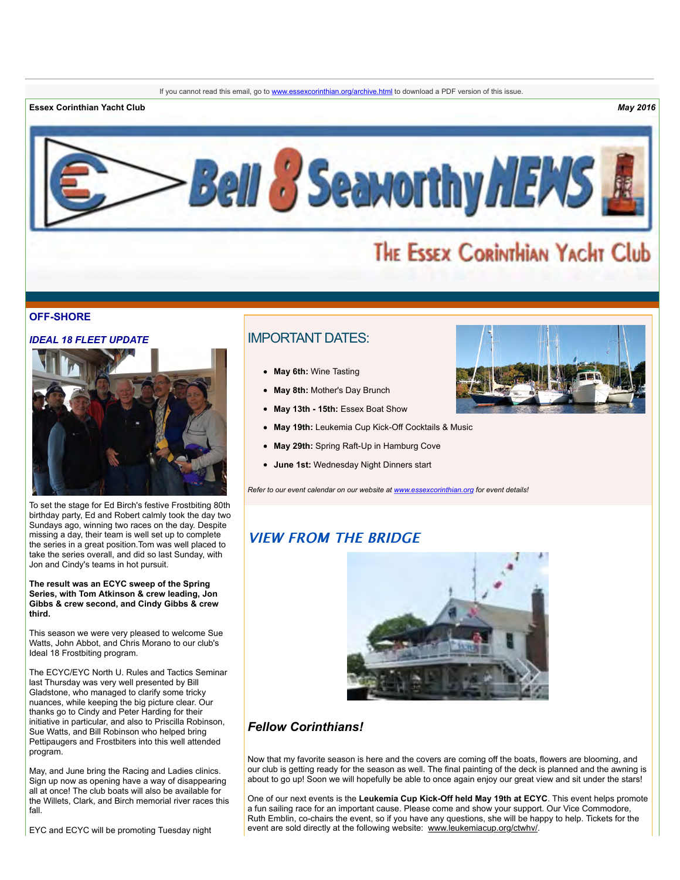If you cannot read this email, go to www.essexcorinthian.org/archive.html to download a PDF version of this issue.

**Essex Corinthian Yacht Club** *May 2016*

# Bell 8 Seaworthy NEWS

## The Essex Corinthian Yacht Club

## OFF-SHORE

### *IDEAL 18 FLEET UPDATE*

To set the stage for Ed Birch's festive Frostbiting 80th birthday party, Ed and Robert calmly took the day two Sundays ago, winning two races on the day. Despite missing a day, their team is well set up to complete the series in a great position.Tom was well placed to take the series overall, and did so last Sunday, with Jon and Cindy's teams in hot pursuit.

**The result was an ECYC sweep of the Spring Series, with Tom Atkinson & crew leading, Jon Gibbs & crew second, and Cindy Gibbs & crew third.**

This season we were very pleased to welcome Sue Watts, John Abbot, and Chris Morano to our club's Ideal 18 Frostbiting program.

The ECYC/EYC North U. Rules and Tactics Seminar last Thursday was very well presented by Bill Gladstone, who managed to clarify some tricky nuances, while keeping the big picture clear. Our thanks go to Cindy and Peter Harding for their initiative in particular, and also to Priscilla Robinson, Sue Watts, and Bill Robinson who helped bring Pettipaugers and Frostbiters into this well attended program.

May, and June bring the Racing and Ladies clinics. Sign up now as opening have a way of disappearing all at once! The club boats will also be available for the Willets, Clark, and Birch memorial river races this fall.

EYC and ECYC will be promoting Tuesday night

## IMPORTANT DATES:

- **May 6th:** Wine Tasting
- **May 8th:** Mother's Day Brunch
- **May 13th - 15th:** Essex Boat Show
- **May 19th:** Leukemia Cup Kick-Off Cocktails & Music
- **May 29th:** Spring Raft-Up in Hamburg Cove
- **June 1st:** Wednesday Night Dinners start

*Refer to our event calendar on our website at www.essexcorinthian.org for event details!*

## *VIEW FROM THE BRIDGE*

### *Fellow Corinthians!*

Now that my favorite season is here and the covers are coming off the boats, flowers are blooming, and our club is getting ready for the season as well. The final painting of the deck is planned and the awning is about to go up! Soon we will hopefully be able to once again enjoy our great view and sit under the stars!

One of our next events is the **Leukemia Cup Kick-Off held May 19th at ECYC**. This event helps promote a fun sailing race for an important cause. Please come and show your support. Our Vice Commodore, Ruth Emblin, co-chairs the event, so if you have any questions, she will be happy to help. Tickets for the event are sold directly at the following website: www.leukemiacup.org/ctwhv/.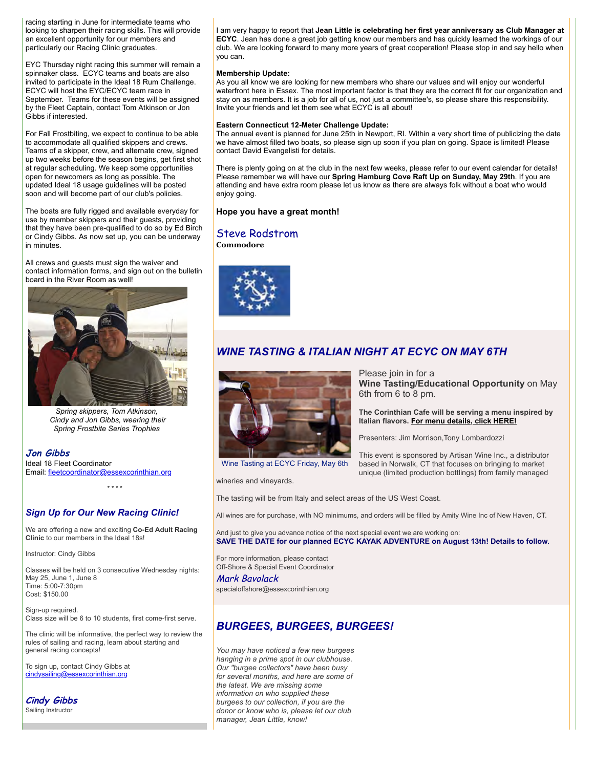racing starting in June for intermediate teams who looking to sharpen their racing skills. This will provide an excellent opportunity for our members and particularly our Racing Clinic graduates.

EYC Thursday night racing this summer will remain a spinnaker class. ECYC teams and boats are also invited to participate in the Ideal 18 Rum Challenge. ECYC will host the EYC/ECYC team race in September. Teams for these events will be assigned by the Fleet Captain, contact Tom Atkinson or Jon Gibbs if interested.

For Fall Frostbiting, we expect to continue to be able to accommodate all qualified skippers and crews. Teams of a skipper, crew, and alternate crew, signed up two weeks before the season begins, get first shot at regular scheduling. We keep some opportunities open for newcomers as long as possible. The updated Ideal 18 usage guidelines will be posted soon and will become part of our club's policies.

The boats are fully rigged and available everyday for use by member skippers and their guests, providing that they have been pre-qualified to do so by Ed Birch or Cindy Gibbs. As now set up, you can be underway in minutes.

All crews and guests must sign the waiver and contact information forms, and sign out on the bulletin board in the River Room as well!

*Spring skippers, Tom Atkinson, Cindy and Jon Gibbs, wearing their Spring Frostbite Series Trophies*

***Jon Gibbs***
Ideal 18 Fleet Coordinator
Email: fleetcoordinator@essexcorinthian.org

\* \* \* \*

### *Sign Up for Our New Racing Clinic!*

We are offering a new and exciting **Co-Ed Adult Racing Clinic** to our members in the Ideal 18s!

Instructor: Cindy Gibbs

Classes will be held on 3 consecutive Wednesday nights:
May 25, June 1, June 8
Time: 5:00-7:30pm
Cost: $150.00

Sign-up required.
Class size will be 6 to 10 students, first come-first serve.

The clinic will be informative, the perfect way to review the rules of sailing and racing, learn about starting and general racing concepts!

To sign up, contact Cindy Gibbs at cindysailing@essexcorinthian.org

***Cindy Gibbs***
Sailing Instructor

I am very happy to report that **Jean Little is celebrating her first year anniversary as Club Manager at ECYC**. Jean has done a great job getting know our members and has quickly learned the workings of our club. We are looking forward to many more years of great cooperation! Please stop in and say hello when you can.

**Membership Update:**
As you all know we are looking for new members who share our values and will enjoy our wonderful waterfront here in Essex. The most important factor is that they are the correct fit for our organization and stay on as members. It is a job for all of us, not just a committee's, so please share this responsibility. Invite your friends and let them see what ECYC is all about!

**Eastern Connecticut 12-Meter Challenge Update:**
The annual event is planned for June 25th in Newport, RI. Within a very short time of publicizing the date we have almost filled two boats, so please sign up soon if you plan on going. Space is limited! Please contact David Evangelisti for details.

There is plenty going on at the club in the next few weeks, please refer to our event calendar for details! Please remember we will have our **Spring Hamburg Cove Raft Up on Sunday, May 29th**. If you are attending and have extra room please let us know as there are always folk without a boat who would enjoy going.

**Hope you have a great month!**

Steve Rodstrom
**Commodore**

## *WINE TASTING & ITALIAN NIGHT AT ECYC ON MAY 6TH*

Wine Tasting at ECYC Friday, May 6th

Please join in for a **Wine Tasting/Educational Opportunity** on May 6th from 6 to 8 pm.

**The Corinthian Cafe will be serving a menu inspired by Italian flavors. For menu details, click HERE!**

Presenters: Jim Morrison,Tony Lombardozzi

This event is sponsored by Artisan Wine Inc., a distributor based in Norwalk, CT that focuses on bringing to market unique (limited production bottlings) from family managed wineries and vineyards.

The tasting will be from Italy and select areas of the US West Coast.

All wines are for purchase, with NO minimums, and orders will be filled by Amity Wine Inc of New Haven, CT.

And just to give you advance notice of the next special event we are working on:
**SAVE THE DATE for our planned ECYC KAYAK ADVENTURE on August 13th! Details to follow.**

For more information, please contact
Off-Shore & Special Event Coordinator
*Mark Bavolack*
specialoffshore@essexcorinthian.org

## *BURGEES, BURGEES, BURGEES!*

*You may have noticed a few new burgees hanging in a prime spot in our clubhouse. Our "burgee collectors" have been busy for several months, and here are some of the latest. We are missing some information on who supplied these burgees to our collection, if you are the donor or know who is, please let our club manager, Jean Little, know!*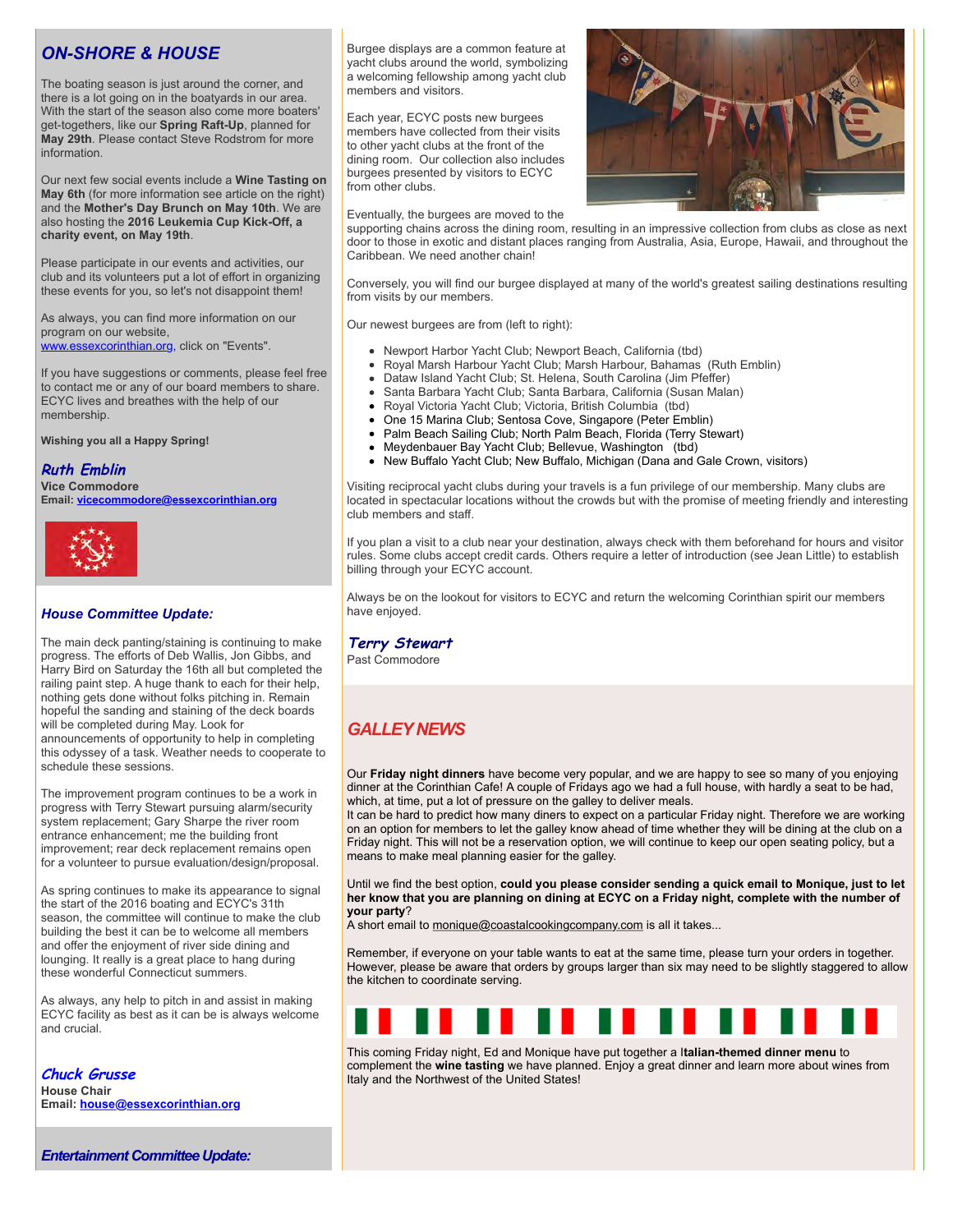## ON-SHORE & HOUSE

The boating season is just around the corner, and there is a lot going on in the boatyards in our area. With the start of the season also come more boaters' get-togethers, like our **Spring Raft-Up**, planned for **May 29th**. Please contact Steve Rodstrom for more information.

Our next few social events include a **Wine Tasting on May 6th** (for more information see article on the right) and the **Mother's Day Brunch on May 10th**. We are also hosting the **2016 Leukemia Cup Kick-Off, a charity event, on May 19th**.

Please participate in our events and activities, our club and its volunteers put a lot of effort in organizing these events for you, so let's not disappoint them!

As always, you can find more information on our program on our website, www.essexcorinthian.org, click on "Events".

If you have suggestions or comments, please feel free to contact me or any of our board members to share. ECYC lives and breathes with the help of our membership.

**Wishing you all a Happy Spring!**

*Ruth Emblin*
**Vice Commodore**
**Email: vicecommodore@essexcorinthian.org**

### House Committee Update:

The main deck panting/staining is continuing to make progress. The efforts of Deb Wallis, Jon Gibbs, and Harry Bird on Saturday the 16th all but completed the railing paint step. A huge thank to each for their help, nothing gets done without folks pitching in. Remain hopeful the sanding and staining of the deck boards will be completed during May. Look for announcements of opportunity to help in completing this odyssey of a task. Weather needs to cooperate to schedule these sessions.

The improvement program continues to be a work in progress with Terry Stewart pursuing alarm/security system replacement; Gary Sharpe the river room entrance enhancement; me the building front improvement; rear deck replacement remains open for a volunteer to pursue evaluation/design/proposal.

As spring continues to make its appearance to signal the start of the 2016 boating and ECYC's 31th season, the committee will continue to make the club building the best it can be to welcome all members and offer the enjoyment of river side dining and lounging. It really is a great place to hang during these wonderful Connecticut summers.

As always, any help to pitch in and assist in making ECYC facility as best as it can be is always welcome and crucial.

*Chuck Grusse*
**House Chair**
**Email: house@essexcorinthian.org**

### Entertainment Committee Update:

Burgee displays are a common feature at yacht clubs around the world, symbolizing a welcoming fellowship among yacht club members and visitors.

Each year, ECYC posts new burgees members have collected from their visits to other yacht clubs at the front of the dining room. Our collection also includes burgees presented by visitors to ECYC from other clubs.

Eventually, the burgees are moved to the supporting chains across the dining room, resulting in an impressive collection from clubs as close as next door to those in exotic and distant places ranging from Australia, Asia, Europe, Hawaii, and throughout the Caribbean. We need another chain!

Conversely, you will find our burgee displayed at many of the world's greatest sailing destinations resulting from visits by our members.

Our newest burgees are from (left to right):

- Newport Harbor Yacht Club; Newport Beach, California (tbd)
- Royal Marsh Harbour Yacht Club; Marsh Harbour, Bahamas (Ruth Emblin)
- Dataw Island Yacht Club; St. Helena, South Carolina (Jim Pfeffer)
- Santa Barbara Yacht Club; Santa Barbara, California (Susan Malan)
- Royal Victoria Yacht Club; Victoria, British Columbia (tbd)
- One 15 Marina Club; Sentosa Cove, Singapore (Peter Emblin)
- Palm Beach Sailing Club; North Palm Beach, Florida (Terry Stewart)
- Meydenbauer Bay Yacht Club; Bellevue, Washington (tbd)
- New Buffalo Yacht Club; New Buffalo, Michigan (Dana and Gale Crown, visitors)

Visiting reciprocal yacht clubs during your travels is a fun privilege of our membership. Many clubs are located in spectacular locations without the crowds but with the promise of meeting friendly and interesting club members and staff.

If you plan a visit to a club near your destination, always check with them beforehand for hours and visitor rules. Some clubs accept credit cards. Others require a letter of introduction (see Jean Little) to establish billing through your ECYC account.

Always be on the lookout for visitors to ECYC and return the welcoming Corinthian spirit our members have enjoyed.

*Terry Stewart*
Past Commodore

## GALLEY NEWS

Our **Friday night dinners** have become very popular, and we are happy to see so many of you enjoying dinner at the Corinthian Cafe! A couple of Fridays ago we had a full house, with hardly a seat to be had, which, at time, put a lot of pressure on the galley to deliver meals.
It can be hard to predict how many diners to expect on a particular Friday night. Therefore we are working on an option for members to let the galley know ahead of time whether they will be dining at the club on a Friday night. This will not be a reservation option, we will continue to keep our open seating policy, but a means to make meal planning easier for the galley.

Until we find the best option, **could you please consider sending a quick email to Monique, just to let her know that you are planning on dining at ECYC on a Friday night, complete with the number of your party**?
A short email to monique@coastalcookingcompany.com is all it takes...

Remember, if everyone on your table wants to eat at the same time, please turn your orders in together. However, please be aware that orders by groups larger than six may need to be slightly staggered to allow the kitchen to coordinate serving.

This coming Friday night, Ed and Monique have put together a I**talian-themed dinner menu** to complement the **wine tasting** we have planned. Enjoy a great dinner and learn more about wines from Italy and the Northwest of the United States!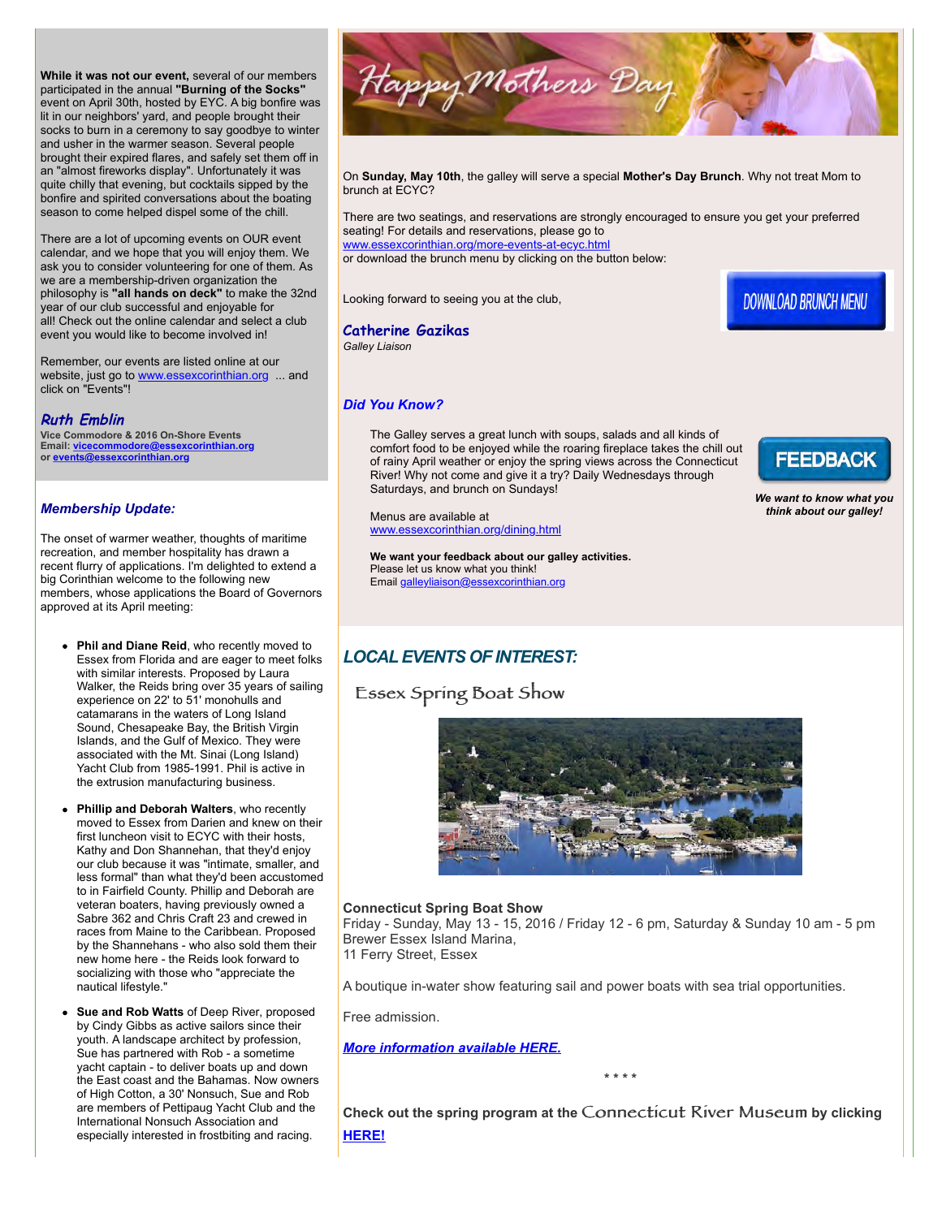**While it was not our event,** several of our members participated in the annual **"Burning of the Socks"** event on April 30th, hosted by EYC. A big bonfire was lit in our neighbors' yard, and people brought their socks to burn in a ceremony to say goodbye to winter and usher in the warmer season. Several people brought their expired flares, and safely set them off in an "almost fireworks display". Unfortunately it was quite chilly that evening, but cocktails sipped by the bonfire and spirited conversations about the boating season to come helped dispel some of the chill.

There are a lot of upcoming events on OUR event calendar, and we hope that you will enjoy them. We ask you to consider volunteering for one of them. As we are a membership-driven organization the philosophy is **"all hands on deck"** to make the 32nd year of our club successful and enjoyable for all! Check out the online calendar and select a club event you would like to become involved in!

Remember, our events are listed online at our website, just go to www.essexcorinthian.org ... and click on "Events"!

***Ruth Emblin***
**Vice Commodore & 2016 On-Shore Events**
**Email: vicecommodore@essexcorinthian.org**
**or events@essexcorinthian.org**

### *Membership Update:*

The onset of warmer weather, thoughts of maritime recreation, and member hospitality has drawn a recent flurry of applications. I'm delighted to extend a big Corinthian welcome to the following new members, whose applications the Board of Governors approved at its April meeting:

- **Phil and Diane Reid**, who recently moved to Essex from Florida and are eager to meet folks with similar interests. Proposed by Laura Walker, the Reids bring over 35 years of sailing experience on 22' to 51' monohulls and catamarans in the waters of Long Island Sound, Chesapeake Bay, the British Virgin Islands, and the Gulf of Mexico. They were associated with the Mt. Sinai (Long Island) Yacht Club from 1985-1991. Phil is active in the extrusion manufacturing business.
- **Phillip and Deborah Walters**, who recently moved to Essex from Darien and knew on their first luncheon visit to ECYC with their hosts, Kathy and Don Shannehan, that they'd enjoy our club because it was "intimate, smaller, and less formal" than what they'd been accustomed to in Fairfield County. Phillip and Deborah are veteran boaters, having previously owned a Sabre 362 and Chris Craft 23 and crewed in races from Maine to the Caribbean. Proposed by the Shannehans - who also sold them their new home here - the Reids look forward to socializing with those who "appreciate the nautical lifestyle."
- **Sue and Rob Watts** of Deep River, proposed by Cindy Gibbs as active sailors since their youth. A landscape architect by profession, Sue has partnered with Rob - a sometime yacht captain - to deliver boats up and down the East coast and the Bahamas. Now owners of High Cotton, a 30' Nonsuch, Sue and Rob are members of Pettipaug Yacht Club and the International Nonsuch Association and especially interested in frostbiting and racing.

## Happy Mothers Day

On **Sunday, May 10th**, the galley will serve a special **Mother's Day Brunch**. Why not treat Mom to brunch at ECYC?

There are two seatings, and reservations are strongly encouraged to ensure you get your preferred seating! For details and reservations, please go to
www.essexcorinthian.org/more-events-at-ecyc.html
or download the brunch menu by clicking on the button below:

DOWNLOAD BRUNCH MENU

Looking forward to seeing you at the club,

***Catherine Gazikas***
*Galley Liaison*

### *Did You Know?*

The Galley serves a great lunch with soups, salads and all kinds of comfort food to be enjoyed while the roaring fireplace takes the chill out of rainy April weather or enjoy the spring views across the Connecticut River! Why not come and give it a try? Daily Wednesdays through Saturdays, and brunch on Sundays!

Menus are available at
www.essexcorinthian.org/dining.html

**We want your feedback about our galley activities.**
Please let us know what you think!
Email galleyliaison@essexcorinthian.org

FEEDBACK

***We want to know what you think about our galley!***

## *LOCAL EVENTS OF INTEREST:*

### Essex Spring Boat Show

**Connecticut Spring Boat Show**
Friday - Sunday, May 13 - 15, 2016 / Friday 12 - 6 pm, Saturday & Sunday 10 am - 5 pm
Brewer Essex Island Marina,
11 Ferry Street, Essex

A boutique in-water show featuring sail and power boats with sea trial opportunities.

Free admission.

***More information available HERE.***

\* \* \* \*

**Check out the spring program at the** Connecticut River Museum **by clicking HERE!**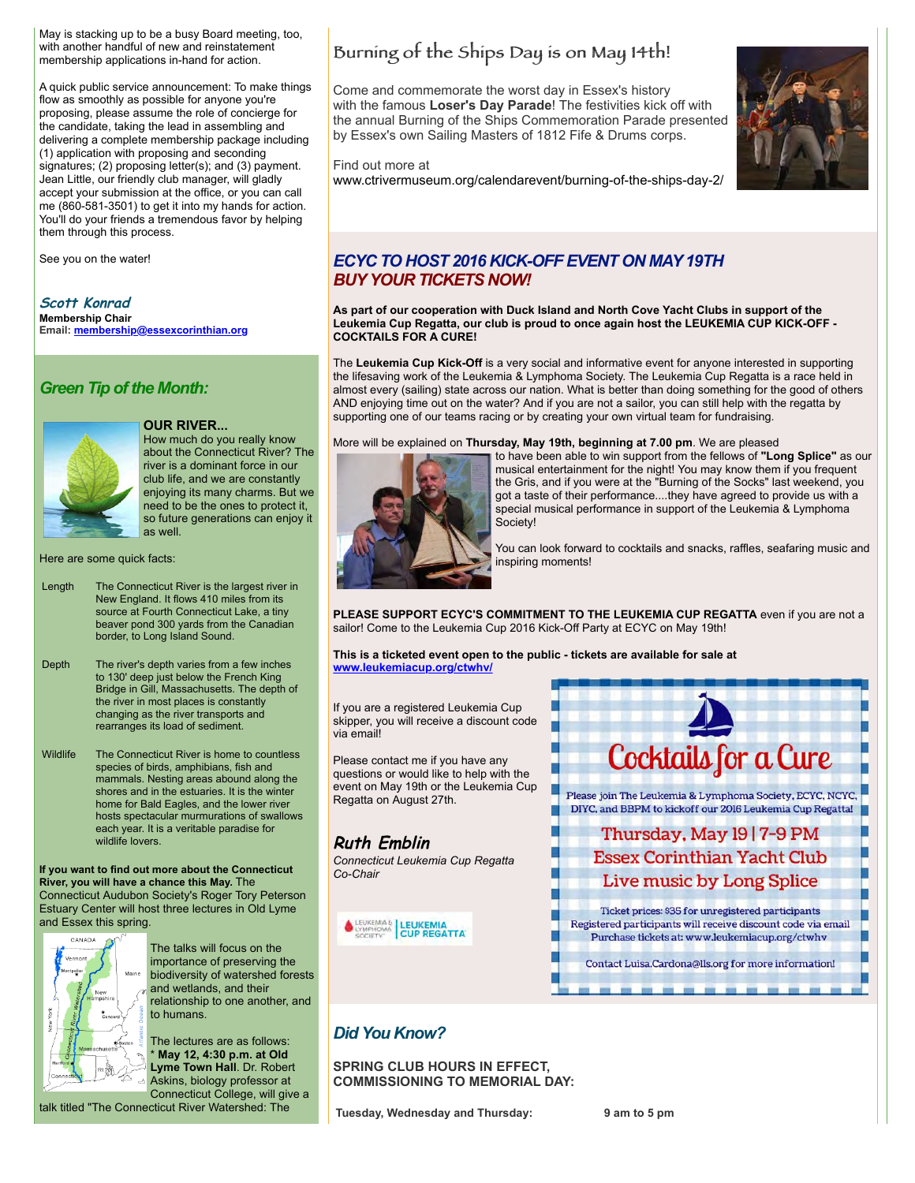May is stacking up to be a busy Board meeting, too, with another handful of new and reinstatement membership applications in-hand for action.

A quick public service announcement: To make things flow as smoothly as possible for anyone you're proposing, please assume the role of concierge for the candidate, taking the lead in assembling and delivering a complete membership package including (1) application with proposing and seconding signatures; (2) proposing letter(s); and (3) payment. Jean Little, our friendly club manager, will gladly accept your submission at the office, or you can call me (860-581-3501) to get it into my hands for action. You'll do your friends a tremendous favor by helping them through this process.

See you on the water!

***Scott Konrad***
**Membership Chair**
**Email: membership@essexcorinthian.org**

## *Green Tip of the Month:*

**OUR RIVER...**
How much do you really know about the Connecticut River? The river is a dominant force in our club life, and we are constantly enjoying its many charms. But we need to be the ones to protect it, so future generations can enjoy it as well.

Here are some quick facts:

| | |
|---|---|
| Length | The Connecticut River is the largest river in New England. It flows 410 miles from its source at Fourth Connecticut Lake, a tiny beaver pond 300 yards from the Canadian border, to Long Island Sound. |
| Depth | The river's depth varies from a few inches to 130' deep just below the French King Bridge in Gill, Massachusetts. The depth of the river in most places is constantly changing as the river transports and rearranges its load of sediment. |
| Wildlife | The Connecticut River is home to countless species of birds, amphibians, fish and mammals. Nesting areas abound along the shores and in the estuaries. It is the winter home for Bald Eagles, and the lower river hosts spectacular murmurations of swallows each year. It is a veritable paradise for wildlife lovers. |

**If you want to find out more about the Connecticut River, you will have a chance this May.** The Connecticut Audubon Society's Roger Tory Peterson Estuary Center will host three lectures in Old Lyme and Essex this spring.

The talks will focus on the importance of preserving the biodiversity of watershed forests and wetlands, and their relationship to one another, and to humans.

The lectures are as follows:
* **May 12, 4:30 p.m. at Old Lyme Town Hall**. Dr. Robert Askins, biology professor at Connecticut College, will give a talk titled "The Connecticut River Watershed: The

## Burning of the Ships Day is on May 14th!

Come and commemorate the worst day in Essex's history with the famous **Loser's Day Parade**! The festivities kick off with the annual Burning of the Ships Commemoration Parade presented by Essex's own Sailing Masters of 1812 Fife & Drums corps.

Find out more at www.ctrivermuseum.org/calendarevent/burning-of-the-ships-day-2/

## *ECYC TO HOST 2016 KICK-OFF EVENT ON MAY 19TH*
## *BUY YOUR TICKETS NOW!*

**As part of our cooperation with Duck Island and North Cove Yacht Clubs in support of the Leukemia Cup Regatta, our club is proud to once again host the LEUKEMIA CUP KICK-OFF - COCKTAILS FOR A CURE!**

The **Leukemia Cup Kick-Off** is a very social and informative event for anyone interested in supporting the lifesaving work of the Leukemia & Lymphoma Society. The Leukemia Cup Regatta is a race held in almost every (sailing) state across our nation. What is better than doing something for the good of others AND enjoying time out on the water? And if you are not a sailor, you can still help with the regatta by supporting one of our teams racing or by creating your own virtual team for fundraising.

More will be explained on **Thursday, May 19th, beginning at 7.00 pm**. We are pleased to have been able to win support from the fellows of **"Long Splice"** as our musical entertainment for the night! You may know them if you frequent the Gris, and if you were at the "Burning of the Socks" last weekend, you got a taste of their performance....they have agreed to provide us with a special musical performance in support of the Leukemia & Lymphoma Society!

You can look forward to cocktails and snacks, raffles, seafaring music and inspiring moments!

**PLEASE SUPPORT ECYC'S COMMITMENT TO THE LEUKEMIA CUP REGATTA** even if you are not a sailor! Come to the Leukemia Cup 2016 Kick-Off Party at ECYC on May 19th!

**This is a ticketed event open to the public - tickets are available for sale at www.leukemiacup.org/ctwhv/**

If you are a registered Leukemia Cup skipper, you will receive a discount code via email!

Please contact me if you have any questions or would like to help with the event on May 19th or the Leukemia Cup Regatta on August 27th.

***Ruth Emblin***
*Connecticut Leukemia Cup Regatta Co-Chair*

**Cocktails for a Cure**

Please join The Leukemia & Lymphoma Society, ECYC, NCYC, DIYC, and BBPM to kickoff our 2016 Leukemia Cup Regatta!

Thursday, May 19 | 7-9 PM
Essex Corinthian Yacht Club
Live music by Long Splice

Ticket prices: $35 for unregistered participants
Registered participants will receive discount code via email
Purchase tickets at: www.leukemiacup.org/ctwhv

Contact Luisa.Cardona@lls.org for more information!

## *Did You Know?*

**SPRING CLUB HOURS IN EFFECT, COMMISSIONING TO MEMORIAL DAY:**

| | |
|---|---|
| **Tuesday, Wednesday and Thursday:** | **9 am to 5 pm** |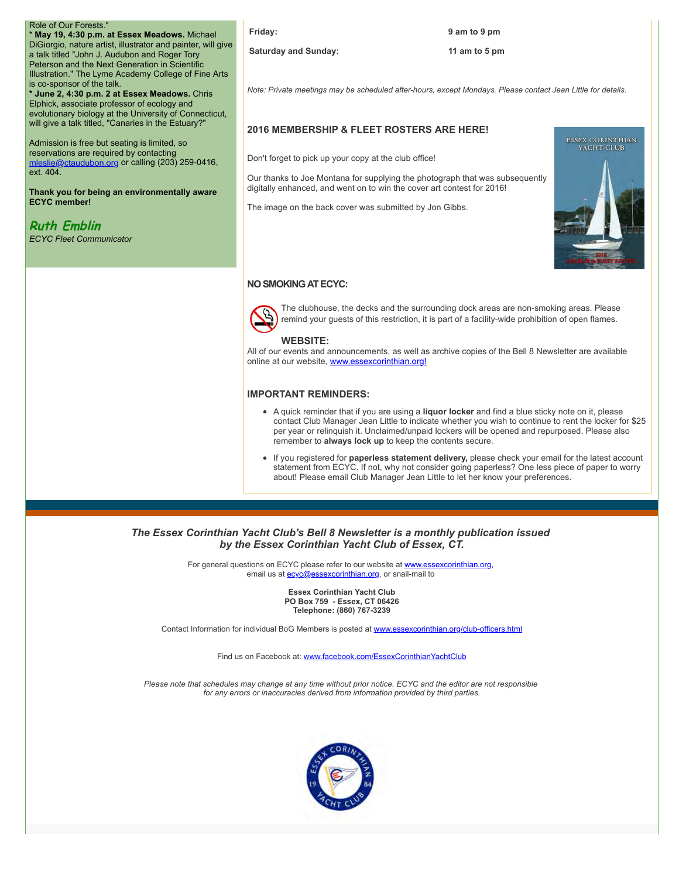Role of Our Forests."

* **May 19, 4:30 p.m. at Essex Meadows.** Michael DiGiorgio, nature artist, illustrator and painter, will give a talk titled "John J. Audubon and Roger Tory Peterson and the Next Generation in Scientific Illustration." The Lyme Academy College of Fine Arts is co-sponsor of the talk.

* **June 2, 4:30 p.m. 2 at Essex Meadows.** Chris Elphick, associate professor of ecology and evolutionary biology at the University of Connecticut, will give a talk titled, "Canaries in the Estuary?"

Admission is free but seating is limited, so reservations are required by contacting mleslie@ctaudubon.org or calling (203) 259-0416, ext. 404.

**Thank you for being an environmentally aware ECYC member!**

***Ruth Emblin***

*ECYC Fleet Communicator*

| | |
|---|---|
| **Friday:** | **9 am to 9 pm** |
| **Saturday and Sunday:** | **11 am to 5 pm** |

*Note: Private meetings may be scheduled after-hours, except Mondays. Please contact Jean Little for details.*

## 2016 MEMBERSHIP & FLEET ROSTERS ARE HERE!

Don't forget to pick up your copy at the club office!

Our thanks to Joe Montana for supplying the photograph that was subsequently digitally enhanced, and went on to win the cover art contest for 2016!

The image on the back cover was submitted by Jon Gibbs.

## NO SMOKING AT ECYC:

The clubhouse, the decks and the surrounding dock areas are non-smoking areas. Please remind your guests of this restriction, it is part of a facility-wide prohibition of open flames.

## WEBSITE:

All of our events and announcements, as well as archive copies of the Bell 8 Newsletter are available online at our website, www.essexcorinthian.org!

## IMPORTANT REMINDERS:

- A quick reminder that if you are using a **liquor locker** and find a blue sticky note on it, please contact Club Manager Jean Little to indicate whether you wish to continue to rent the locker for $25 per year or relinquish it. Unclaimed/unpaid lockers will be opened and repurposed. Please also remember to **always lock up** to keep the contents secure.
- If you registered for **paperless statement delivery,** please check your email for the latest account statement from ECYC. If not, why not consider going paperless? One less piece of paper to worry about! Please email Club Manager Jean Little to let her know your preferences.

***The Essex Corinthian Yacht Club's Bell 8 Newsletter is a monthly publication issued by the Essex Corinthian Yacht Club of Essex, CT.***

For general questions on ECYC please refer to our website at www.essexcorinthian.org, email us at ecyc@essexcorinthian.org, or snail-mail to

**Essex Corinthian Yacht Club**
**PO Box 759 - Essex, CT 06426**
**Telephone: (860) 767-3239**

Contact Information for individual BoG Members is posted at www.essexcorinthian.org/club-officers.html

Find us on Facebook at: www.facebook.com/EssexCorinthianYachtClub

*Please note that schedules may change at any time without prior notice. ECYC and the editor are not responsible for any errors or inaccuracies derived from information provided by third parties.*